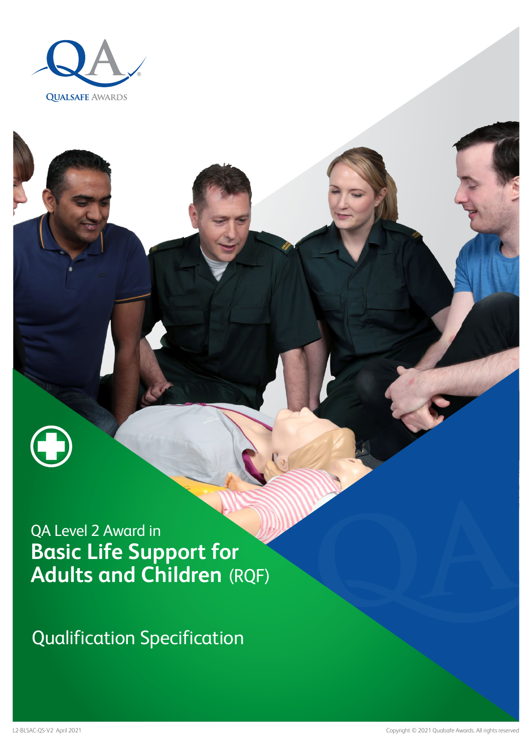QUALSAFE AWARDS

QA Level 2 Award in

# Basic Life Support for Adults and Children (RQF)

## Qualification Specification

L2-BLSAC-QS-V2 April 2021

Copyright © 2021 Qualsafe Awards. All rights reserved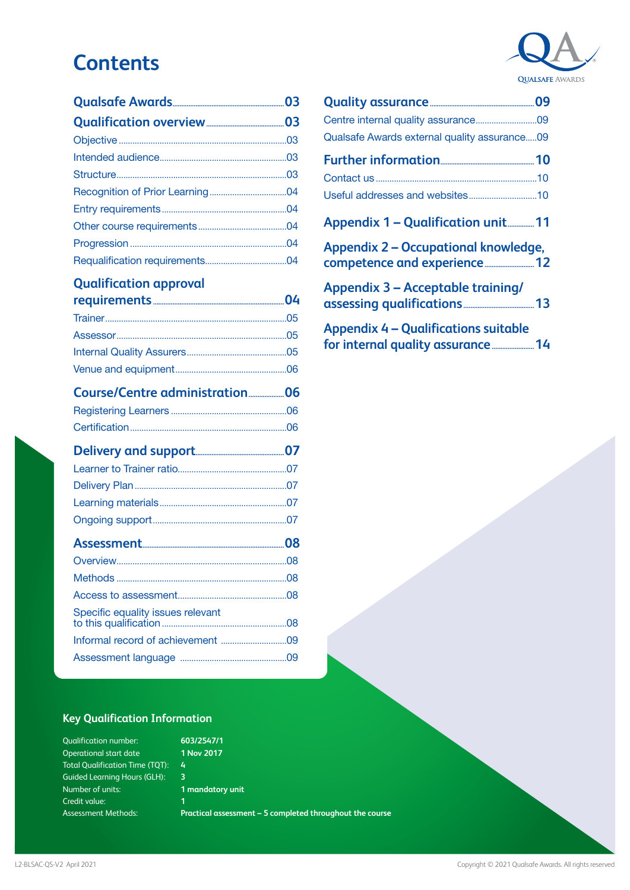# Contents

**Qualsafe Awards** ..... 03

**Qualification overview** ..... 03

- Objective ..... 03
- Intended audience ..... 03
- Structure ..... 03
- Recognition of Prior Learning ..... 04
- Entry requirements ..... 04
- Other course requirements ..... 04
- Progression ..... 04
- Requalification requirements ..... 04

**Qualification approval requirements** ..... 04

- Trainer ..... 05
- Assessor ..... 05
- Internal Quality Assurers ..... 05
- Venue and equipment ..... 06

**Course/Centre administration** ..... 06

- Registering Learners ..... 06
- Certification ..... 06

**Delivery and support** ..... 07

- Learner to Trainer ratio ..... 07
- Delivery Plan ..... 07
- Learning materials ..... 07
- Ongoing support ..... 07

**Assessment** ..... 08

- Overview ..... 08
- Methods ..... 08
- Access to assessment ..... 08
- Specific equality issues relevant to this qualification ..... 08
- Informal record of achievement ..... 09
- Assessment language ..... 09

**Quality assurance** ..... 09

- Centre internal quality assurance ..... 09
- Qualsafe Awards external quality assurance ..... 09

**Further information** ..... 10

- Contact us ..... 10
- Useful addresses and websites ..... 10

**Appendix 1 – Qualification unit** ..... 11

**Appendix 2 – Occupational knowledge, competence and experience** ..... 12

**Appendix 3 – Acceptable training/assessing qualifications** ..... 13

**Appendix 4 – Qualifications suitable for internal quality assurance** ..... 14

## Key Qualification Information

| | |
|---|---|
| Qualification number: | **603/2547/1** |
| Operational start date | **1 Nov 2017** |
| Total Qualification Time (TQT): | **4** |
| Guided Learning Hours (GLH): | **3** |
| Number of units: | **1 mandatory unit** |
| Credit value: | **1** |
| Assessment Methods: | **Practical assessment – 5 completed throughout the course** |

L2-BLSAC-QS-V2 April 2021

Copyright © 2021 Qualsafe Awards. All rights reserved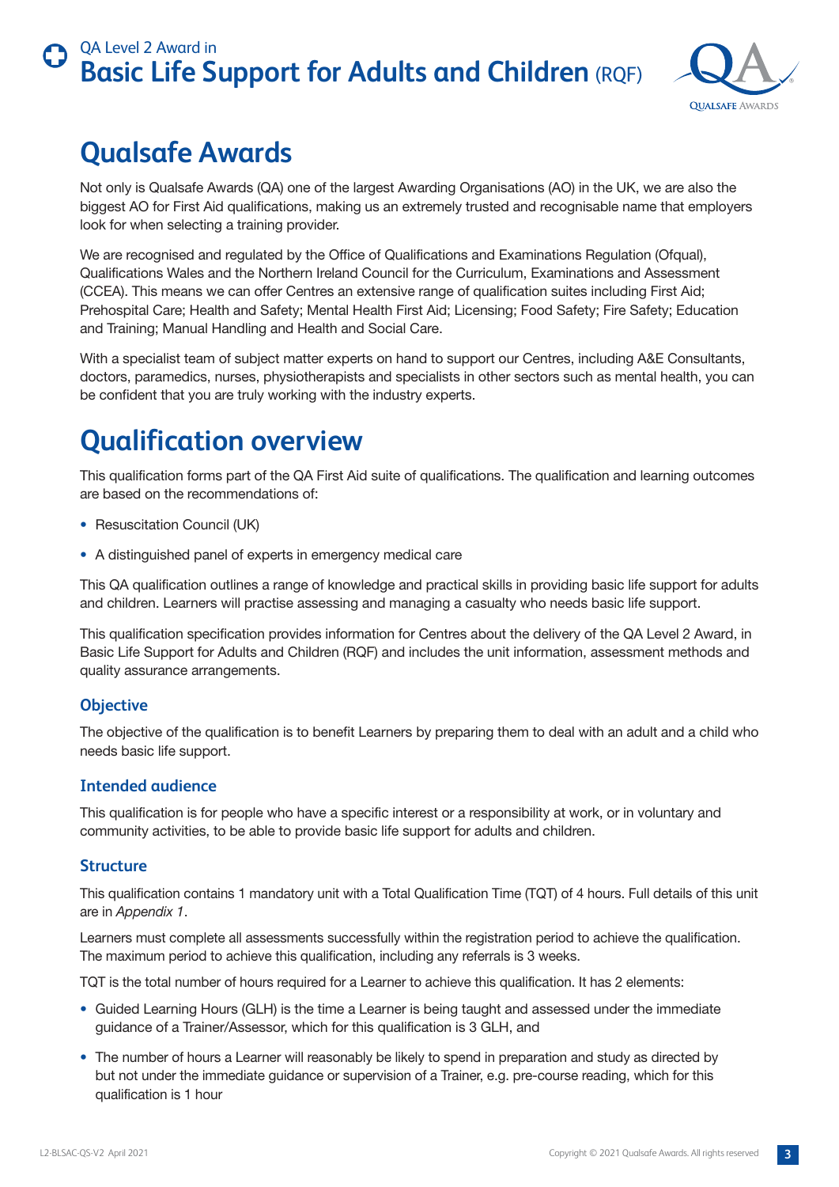# Qualsafe Awards

Not only is Qualsafe Awards (QA) one of the largest Awarding Organisations (AO) in the UK, we are also the biggest AO for First Aid qualifications, making us an extremely trusted and recognisable name that employers look for when selecting a training provider.

We are recognised and regulated by the Office of Qualifications and Examinations Regulation (Ofqual), Qualifications Wales and the Northern Ireland Council for the Curriculum, Examinations and Assessment (CCEA). This means we can offer Centres an extensive range of qualification suites including First Aid; Prehospital Care; Health and Safety; Mental Health First Aid; Licensing; Food Safety; Fire Safety; Education and Training; Manual Handling and Health and Social Care.

With a specialist team of subject matter experts on hand to support our Centres, including A&E Consultants, doctors, paramedics, nurses, physiotherapists and specialists in other sectors such as mental health, you can be confident that you are truly working with the industry experts.

# Qualification overview

This qualification forms part of the QA First Aid suite of qualifications. The qualification and learning outcomes are based on the recommendations of:

- Resuscitation Council (UK)
- A distinguished panel of experts in emergency medical care

This QA qualification outlines a range of knowledge and practical skills in providing basic life support for adults and children. Learners will practise assessing and managing a casualty who needs basic life support.

This qualification specification provides information for Centres about the delivery of the QA Level 2 Award, in Basic Life Support for Adults and Children (RQF) and includes the unit information, assessment methods and quality assurance arrangements.

### Objective

The objective of the qualification is to benefit Learners by preparing them to deal with an adult and a child who needs basic life support.

### Intended audience

This qualification is for people who have a specific interest or a responsibility at work, or in voluntary and community activities, to be able to provide basic life support for adults and children.

### Structure

This qualification contains 1 mandatory unit with a Total Qualification Time (TQT) of 4 hours. Full details of this unit are in *Appendix 1*.

Learners must complete all assessments successfully within the registration period to achieve the qualification. The maximum period to achieve this qualification, including any referrals is 3 weeks.

TQT is the total number of hours required for a Learner to achieve this qualification. It has 2 elements:

- Guided Learning Hours (GLH) is the time a Learner is being taught and assessed under the immediate guidance of a Trainer/Assessor, which for this qualification is 3 GLH, and
- The number of hours a Learner will reasonably be likely to spend in preparation and study as directed by but not under the immediate guidance or supervision of a Trainer, e.g. pre-course reading, which for this qualification is 1 hour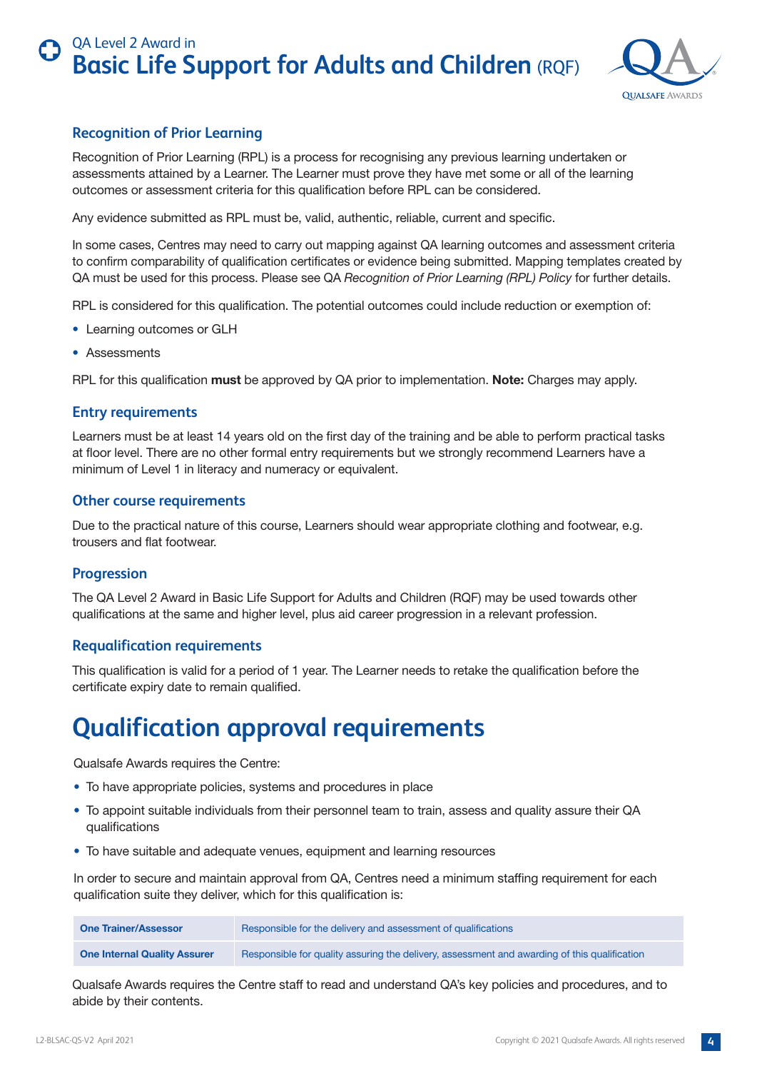## Recognition of Prior Learning

Recognition of Prior Learning (RPL) is a process for recognising any previous learning undertaken or assessments attained by a Learner. The Learner must prove they have met some or all of the learning outcomes or assessment criteria for this qualification before RPL can be considered.

Any evidence submitted as RPL must be, valid, authentic, reliable, current and specific.

In some cases, Centres may need to carry out mapping against QA learning outcomes and assessment criteria to confirm comparability of qualification certificates or evidence being submitted. Mapping templates created by QA must be used for this process. Please see QA *Recognition of Prior Learning (RPL) Policy* for further details.

RPL is considered for this qualification. The potential outcomes could include reduction or exemption of:

- Learning outcomes or GLH
- Assessments

RPL for this qualification **must** be approved by QA prior to implementation. **Note:** Charges may apply.

## Entry requirements

Learners must be at least 14 years old on the first day of the training and be able to perform practical tasks at floor level. There are no other formal entry requirements but we strongly recommend Learners have a minimum of Level 1 in literacy and numeracy or equivalent.

## Other course requirements

Due to the practical nature of this course, Learners should wear appropriate clothing and footwear, e.g. trousers and flat footwear.

## Progression

The QA Level 2 Award in Basic Life Support for Adults and Children (RQF) may be used towards other qualifications at the same and higher level, plus aid career progression in a relevant profession.

## Requalification requirements

This qualification is valid for a period of 1 year. The Learner needs to retake the qualification before the certificate expiry date to remain qualified.

# Qualification approval requirements

Qualsafe Awards requires the Centre:

- To have appropriate policies, systems and procedures in place
- To appoint suitable individuals from their personnel team to train, assess and quality assure their QA qualifications
- To have suitable and adequate venues, equipment and learning resources

In order to secure and maintain approval from QA, Centres need a minimum staffing requirement for each qualification suite they deliver, which for this qualification is:

| Role | Responsibility |
|---|---|
| **One Trainer/Assessor** | Responsible for the delivery and assessment of qualifications |
| **One Internal Quality Assurer** | Responsible for quality assuring the delivery, assessment and awarding of this qualification |

Qualsafe Awards requires the Centre staff to read and understand QA's key policies and procedures, and to abide by their contents.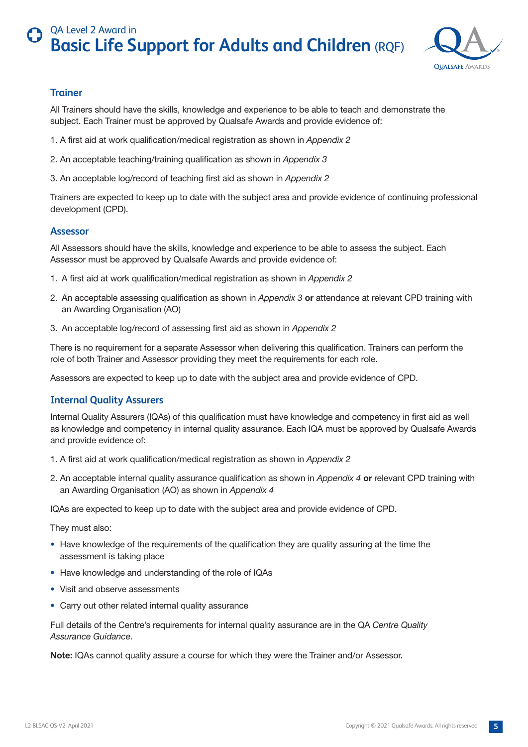## Trainer

All Trainers should have the skills, knowledge and experience to be able to teach and demonstrate the subject. Each Trainer must be approved by Qualsafe Awards and provide evidence of:

1. A first aid at work qualification/medical registration as shown in *Appendix 2*
2. An acceptable teaching/training qualification as shown in *Appendix 3*
3. An acceptable log/record of teaching first aid as shown in *Appendix 2*

Trainers are expected to keep up to date with the subject area and provide evidence of continuing professional development (CPD).

## Assessor

All Assessors should have the skills, knowledge and experience to be able to assess the subject. Each Assessor must be approved by Qualsafe Awards and provide evidence of:

1. A first aid at work qualification/medical registration as shown in *Appendix 2*
2. An acceptable assessing qualification as shown in *Appendix 3* **or** attendance at relevant CPD training with an Awarding Organisation (AO)
3. An acceptable log/record of assessing first aid as shown in *Appendix 2*

There is no requirement for a separate Assessor when delivering this qualification. Trainers can perform the role of both Trainer and Assessor providing they meet the requirements for each role.

Assessors are expected to keep up to date with the subject area and provide evidence of CPD.

## Internal Quality Assurers

Internal Quality Assurers (IQAs) of this qualification must have knowledge and competency in first aid as well as knowledge and competency in internal quality assurance. Each IQA must be approved by Qualsafe Awards and provide evidence of:

1. A first aid at work qualification/medical registration as shown in *Appendix 2*
2. An acceptable internal quality assurance qualification as shown in *Appendix 4* **or** relevant CPD training with an Awarding Organisation (AO) as shown in *Appendix 4*

IQAs are expected to keep up to date with the subject area and provide evidence of CPD.

They must also:

- Have knowledge of the requirements of the qualification they are quality assuring at the time the assessment is taking place
- Have knowledge and understanding of the role of IQAs
- Visit and observe assessments
- Carry out other related internal quality assurance

Full details of the Centre's requirements for internal quality assurance are in the QA *Centre Quality Assurance Guidance*.

**Note:** IQAs cannot quality assure a course for which they were the Trainer and/or Assessor.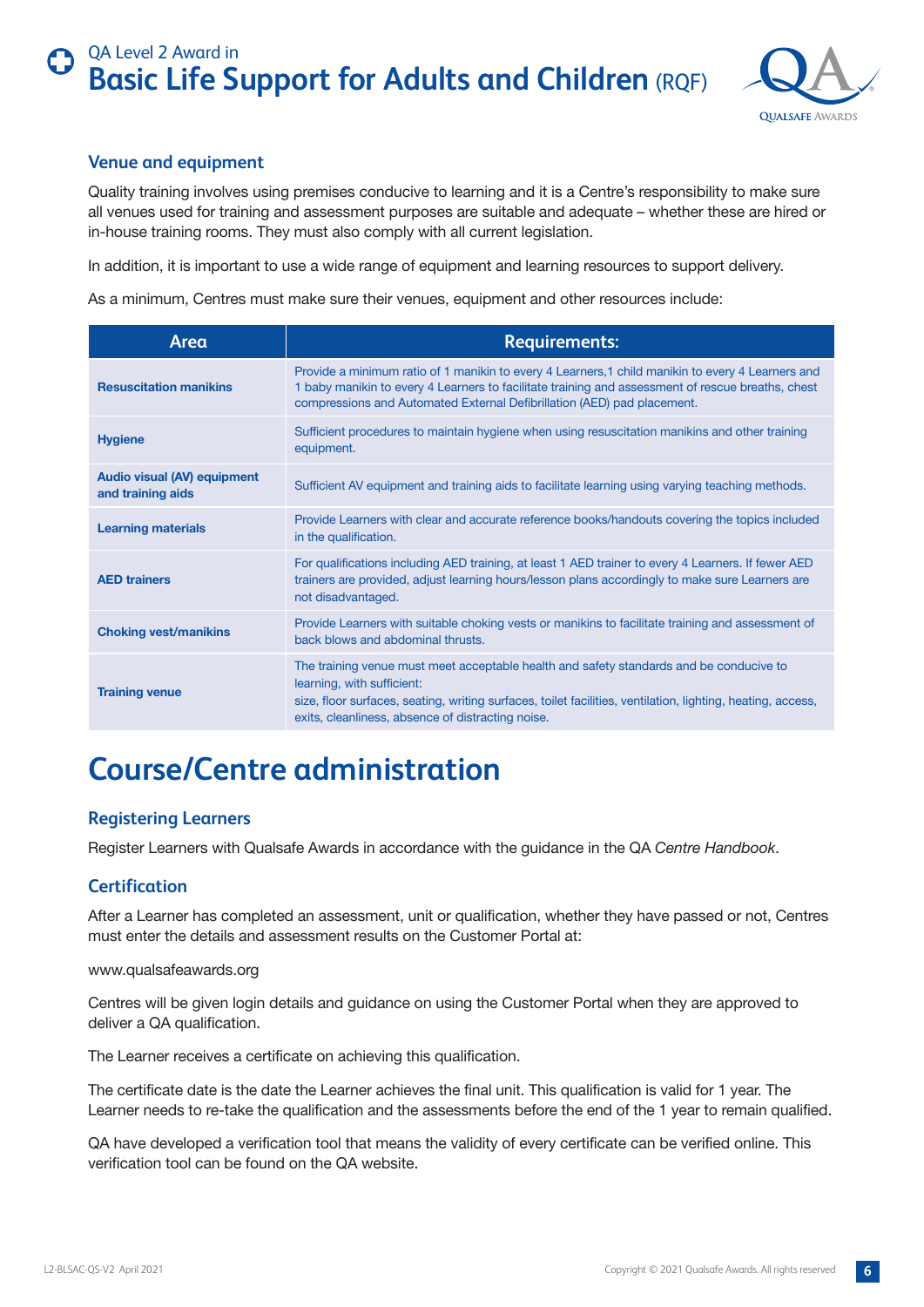### Venue and equipment

Quality training involves using premises conducive to learning and it is a Centre's responsibility to make sure all venues used for training and assessment purposes are suitable and adequate – whether these are hired or in-house training rooms. They must also comply with all current legislation.

In addition, it is important to use a wide range of equipment and learning resources to support delivery.

As a minimum, Centres must make sure their venues, equipment and other resources include:

| Area | Requirements: |
|---|---|
| **Resuscitation manikins** | Provide a minimum ratio of 1 manikin to every 4 Learners,1 child manikin to every 4 Learners and 1 baby manikin to every 4 Learners to facilitate training and assessment of rescue breaths, chest compressions and Automated External Defibrillation (AED) pad placement. |
| **Hygiene** | Sufficient procedures to maintain hygiene when using resuscitation manikins and other training equipment. |
| **Audio visual (AV) equipment and training aids** | Sufficient AV equipment and training aids to facilitate learning using varying teaching methods. |
| **Learning materials** | Provide Learners with clear and accurate reference books/handouts covering the topics included in the qualification. |
| **AED trainers** | For qualifications including AED training, at least 1 AED trainer to every 4 Learners. If fewer AED trainers are provided, adjust learning hours/lesson plans accordingly to make sure Learners are not disadvantaged. |
| **Choking vest/manikins** | Provide Learners with suitable choking vests or manikins to facilitate training and assessment of back blows and abdominal thrusts. |
| **Training venue** | The training venue must meet acceptable health and safety standards and be conducive to learning, with sufficient: size, floor surfaces, seating, writing surfaces, toilet facilities, ventilation, lighting, heating, access, exits, cleanliness, absence of distracting noise. |

## Course/Centre administration

### Registering Learners

Register Learners with Qualsafe Awards in accordance with the guidance in the QA *Centre Handbook*.

### Certification

After a Learner has completed an assessment, unit or qualification, whether they have passed or not, Centres must enter the details and assessment results on the Customer Portal at:

www.qualsafeawards.org

Centres will be given login details and guidance on using the Customer Portal when they are approved to deliver a QA qualification.

The Learner receives a certificate on achieving this qualification.

The certificate date is the date the Learner achieves the final unit. This qualification is valid for 1 year. The Learner needs to re-take the qualification and the assessments before the end of the 1 year to remain qualified.

QA have developed a verification tool that means the validity of every certificate can be verified online. This verification tool can be found on the QA website.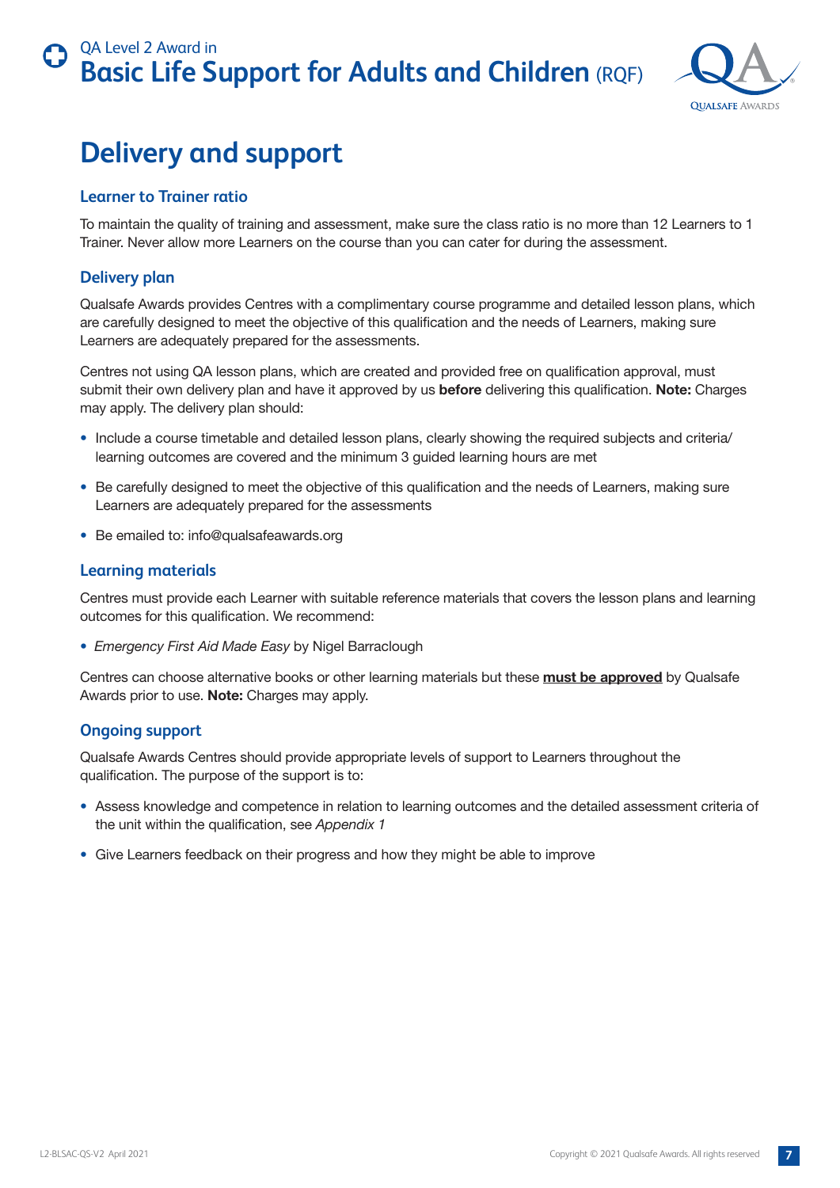# Delivery and support

## Learner to Trainer ratio

To maintain the quality of training and assessment, make sure the class ratio is no more than 12 Learners to 1 Trainer. Never allow more Learners on the course than you can cater for during the assessment.

## Delivery plan

Qualsafe Awards provides Centres with a complimentary course programme and detailed lesson plans, which are carefully designed to meet the objective of this qualification and the needs of Learners, making sure Learners are adequately prepared for the assessments.

Centres not using QA lesson plans, which are created and provided free on qualification approval, must submit their own delivery plan and have it approved by us **before** delivering this qualification. **Note:** Charges may apply. The delivery plan should:

- Include a course timetable and detailed lesson plans, clearly showing the required subjects and criteria/learning outcomes are covered and the minimum 3 guided learning hours are met
- Be carefully designed to meet the objective of this qualification and the needs of Learners, making sure Learners are adequately prepared for the assessments
- Be emailed to: info@qualsafeawards.org

## Learning materials

Centres must provide each Learner with suitable reference materials that covers the lesson plans and learning outcomes for this qualification. We recommend:

- *Emergency First Aid Made Easy* by Nigel Barraclough

Centres can choose alternative books or other learning materials but these **must be approved** by Qualsafe Awards prior to use. **Note:** Charges may apply.

## Ongoing support

Qualsafe Awards Centres should provide appropriate levels of support to Learners throughout the qualification. The purpose of the support is to:

- Assess knowledge and competence in relation to learning outcomes and the detailed assessment criteria of the unit within the qualification, see *Appendix 1*
- Give Learners feedback on their progress and how they might be able to improve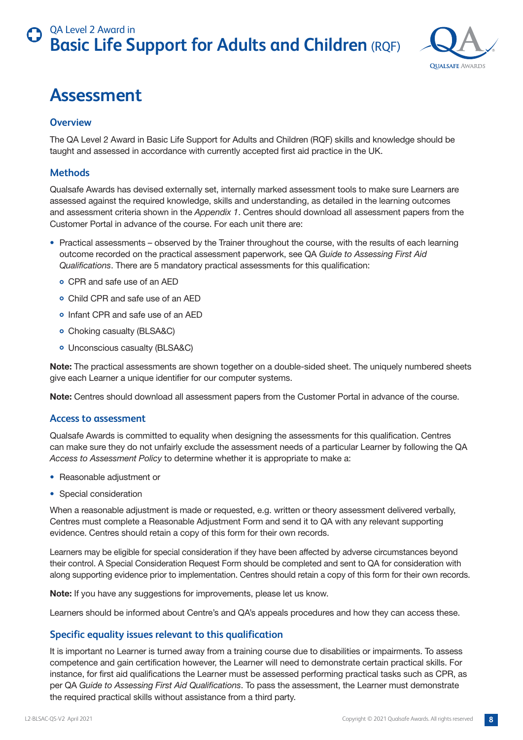# Assessment

## Overview

The QA Level 2 Award in Basic Life Support for Adults and Children (RQF) skills and knowledge should be taught and assessed in accordance with currently accepted first aid practice in the UK.

## Methods

Qualsafe Awards has devised externally set, internally marked assessment tools to make sure Learners are assessed against the required knowledge, skills and understanding, as detailed in the learning outcomes and assessment criteria shown in the *Appendix 1*. Centres should download all assessment papers from the Customer Portal in advance of the course. For each unit there are:

- Practical assessments – observed by the Trainer throughout the course, with the results of each learning outcome recorded on the practical assessment paperwork, see QA *Guide to Assessing First Aid Qualifications*. There are 5 mandatory practical assessments for this qualification:
  - CPR and safe use of an AED
  - Child CPR and safe use of an AED
  - Infant CPR and safe use of an AED
  - Choking casualty (BLSA&C)
  - Unconscious casualty (BLSA&C)

**Note:** The practical assessments are shown together on a double-sided sheet. The uniquely numbered sheets give each Learner a unique identifier for our computer systems.

**Note:** Centres should download all assessment papers from the Customer Portal in advance of the course.

## Access to assessment

Qualsafe Awards is committed to equality when designing the assessments for this qualification. Centres can make sure they do not unfairly exclude the assessment needs of a particular Learner by following the QA *Access to Assessment Policy* to determine whether it is appropriate to make a:

- Reasonable adjustment or
- Special consideration

When a reasonable adjustment is made or requested, e.g. written or theory assessment delivered verbally, Centres must complete a Reasonable Adjustment Form and send it to QA with any relevant supporting evidence. Centres should retain a copy of this form for their own records.

Learners may be eligible for special consideration if they have been affected by adverse circumstances beyond their control. A Special Consideration Request Form should be completed and sent to QA for consideration with along supporting evidence prior to implementation. Centres should retain a copy of this form for their own records.

**Note:** If you have any suggestions for improvements, please let us know.

Learners should be informed about Centre's and QA's appeals procedures and how they can access these.

## Specific equality issues relevant to this qualification

It is important no Learner is turned away from a training course due to disabilities or impairments. To assess competence and gain certification however, the Learner will need to demonstrate certain practical skills. For instance, for first aid qualifications the Learner must be assessed performing practical tasks such as CPR, as per QA *Guide to Assessing First Aid Qualifications*. To pass the assessment, the Learner must demonstrate the required practical skills without assistance from a third party.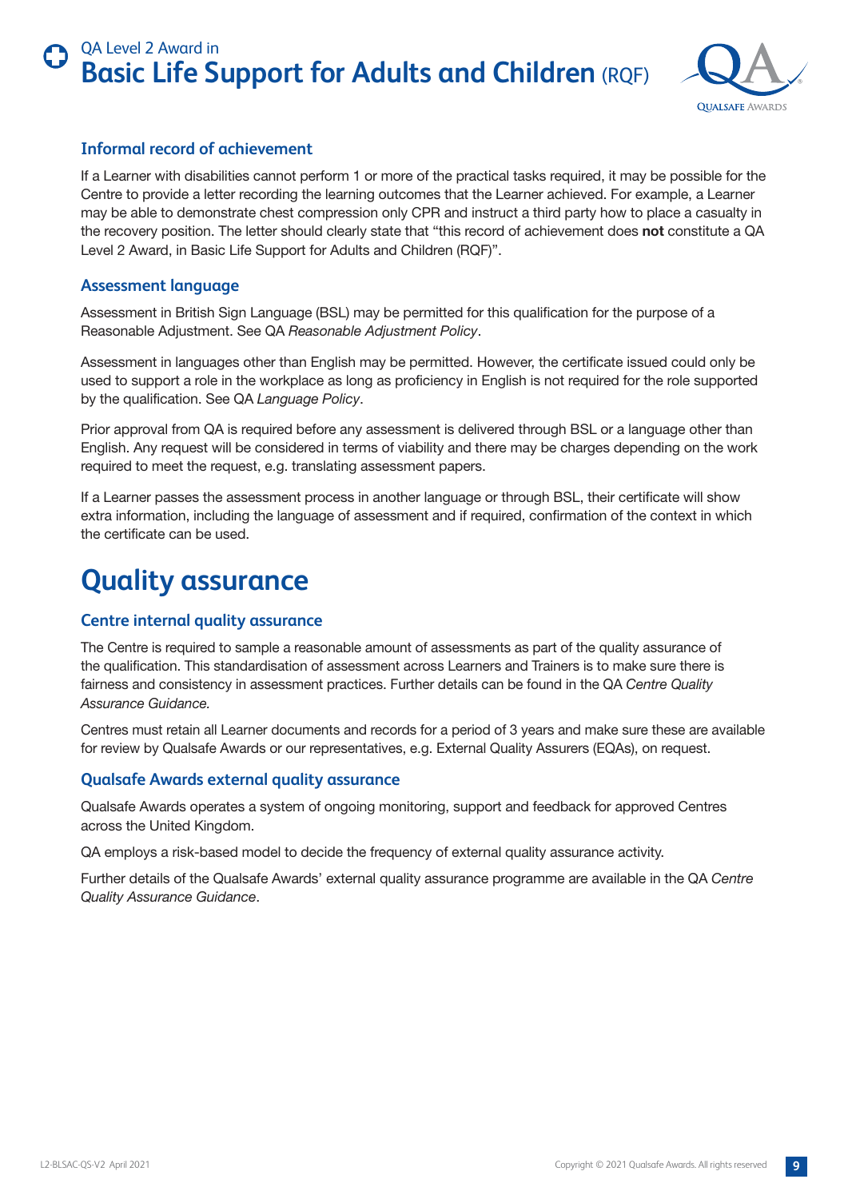### Informal record of achievement

If a Learner with disabilities cannot perform 1 or more of the practical tasks required, it may be possible for the Centre to provide a letter recording the learning outcomes that the Learner achieved. For example, a Learner may be able to demonstrate chest compression only CPR and instruct a third party how to place a casualty in the recovery position. The letter should clearly state that "this record of achievement does **not** constitute a QA Level 2 Award, in Basic Life Support for Adults and Children (RQF)".

### Assessment language

Assessment in British Sign Language (BSL) may be permitted for this qualification for the purpose of a Reasonable Adjustment. See QA *Reasonable Adjustment Policy*.

Assessment in languages other than English may be permitted. However, the certificate issued could only be used to support a role in the workplace as long as proficiency in English is not required for the role supported by the qualification. See QA *Language Policy*.

Prior approval from QA is required before any assessment is delivered through BSL or a language other than English. Any request will be considered in terms of viability and there may be charges depending on the work required to meet the request, e.g. translating assessment papers.

If a Learner passes the assessment process in another language or through BSL, their certificate will show extra information, including the language of assessment and if required, confirmation of the context in which the certificate can be used.

## Quality assurance

### Centre internal quality assurance

The Centre is required to sample a reasonable amount of assessments as part of the quality assurance of the qualification. This standardisation of assessment across Learners and Trainers is to make sure there is fairness and consistency in assessment practices. Further details can be found in the QA *Centre Quality Assurance Guidance.*

Centres must retain all Learner documents and records for a period of 3 years and make sure these are available for review by Qualsafe Awards or our representatives, e.g. External Quality Assurers (EQAs), on request.

### Qualsafe Awards external quality assurance

Qualsafe Awards operates a system of ongoing monitoring, support and feedback for approved Centres across the United Kingdom.

QA employs a risk-based model to decide the frequency of external quality assurance activity.

Further details of the Qualsafe Awards' external quality assurance programme are available in the QA *Centre Quality Assurance Guidance*.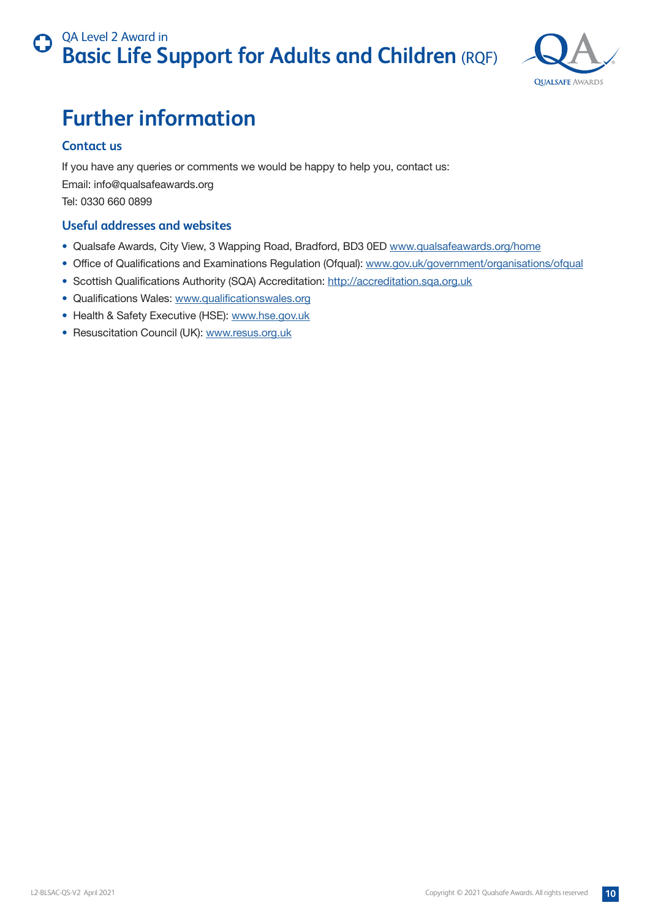# Further information

## Contact us

If you have any queries or comments we would be happy to help you, contact us:

Email: info@qualsafeawards.org

Tel: 0330 660 0899

## Useful addresses and websites

- Qualsafe Awards, City View, 3 Wapping Road, Bradford, BD3 0ED www.qualsafeawards.org/home
- Office of Qualifications and Examinations Regulation (Ofqual): www.gov.uk/government/organisations/ofqual
- Scottish Qualifications Authority (SQA) Accreditation: http://accreditation.sqa.org.uk
- Qualifications Wales: www.qualificationswales.org
- Health & Safety Executive (HSE): www.hse.gov.uk
- Resuscitation Council (UK): www.resus.org.uk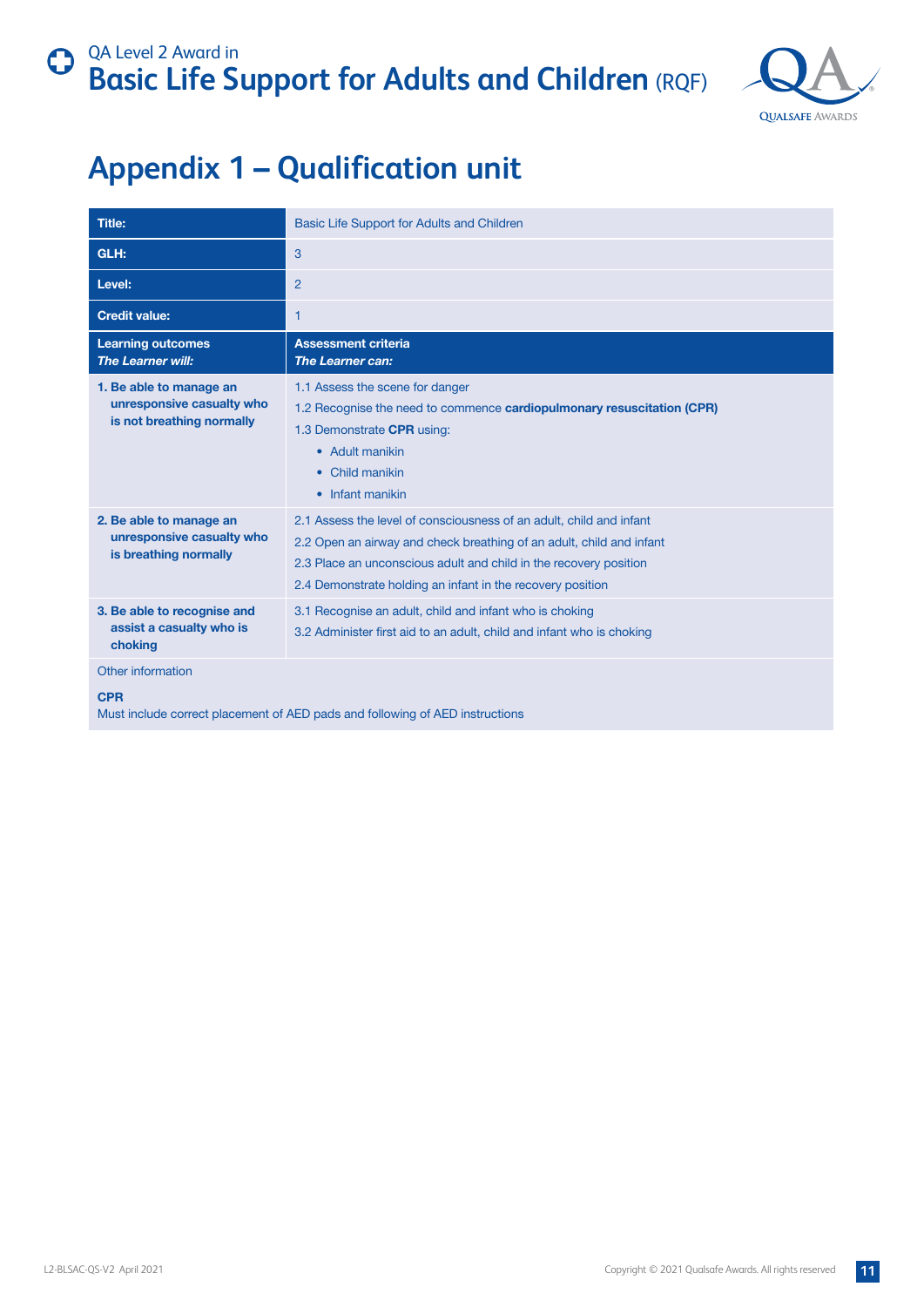# Appendix 1 – Qualification unit

| **Title:** | Basic Life Support for Adults and Children |
|---|---|
| **GLH:** | 3 |
| **Level:** | 2 |
| **Credit value:** | 1 |
| **Learning outcomes** *The Learner will:* | **Assessment criteria** *The Learner can:* |
| **1. Be able to manage an unresponsive casualty who is not breathing normally** | 1.1 Assess the scene for danger<br>1.2 Recognise the need to commence **cardiopulmonary resuscitation (CPR)**<br>1.3 Demonstrate **CPR** using:<br>• Adult manikin<br>• Child manikin<br>• Infant manikin |
| **2. Be able to manage an unresponsive casualty who is breathing normally** | 2.1 Assess the level of consciousness of an adult, child and infant<br>2.2 Open an airway and check breathing of an adult, child and infant<br>2.3 Place an unconscious adult and child in the recovery position<br>2.4 Demonstrate holding an infant in the recovery position |
| **3. Be able to recognise and assist a casualty who is choking** | 3.1 Recognise an adult, child and infant who is choking<br>3.2 Administer first aid to an adult, child and infant who is choking |
| Other information<br><br>**CPR**<br>Must include correct placement of AED pads and following of AED instructions | |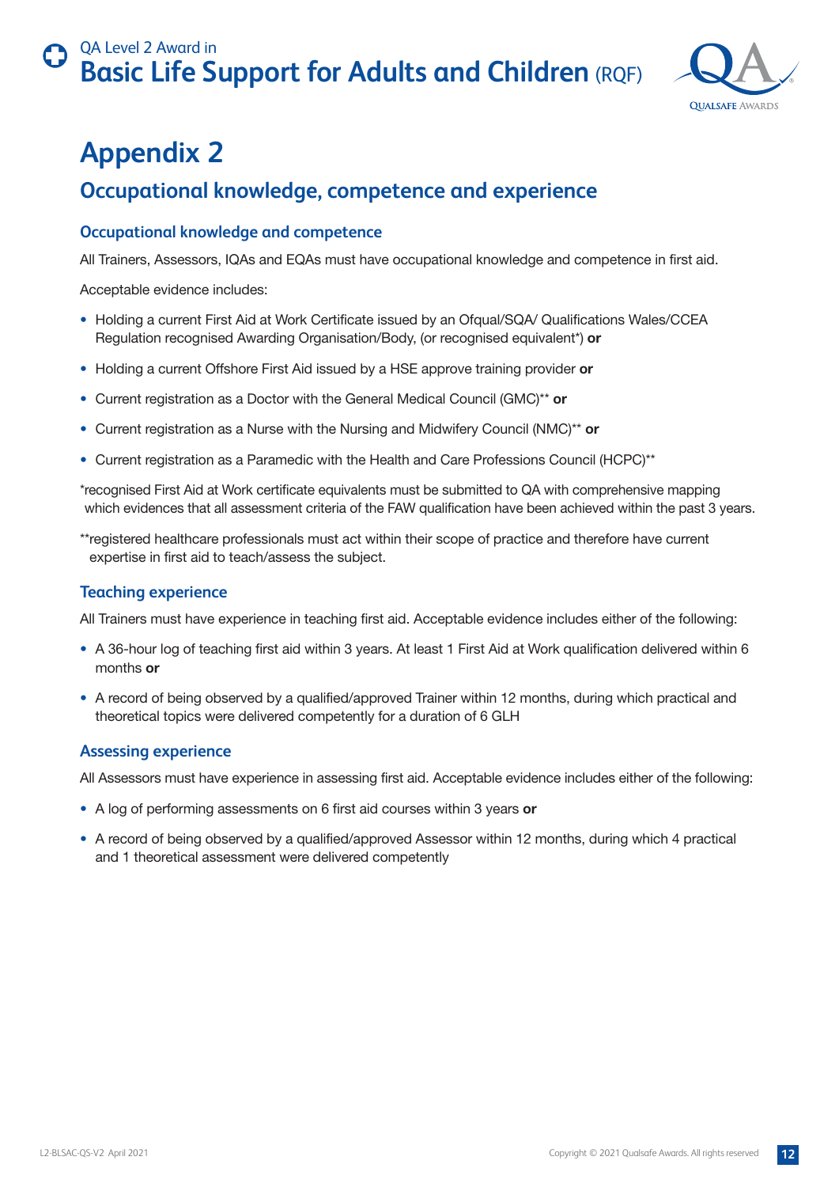# Appendix 2

## Occupational knowledge, competence and experience

### Occupational knowledge and competence

All Trainers, Assessors, IQAs and EQAs must have occupational knowledge and competence in first aid.

Acceptable evidence includes:

- Holding a current First Aid at Work Certificate issued by an Ofqual/SQA/ Qualifications Wales/CCEA Regulation recognised Awarding Organisation/Body, (or recognised equivalent*) **or**
- Holding a current Offshore First Aid issued by a HSE approve training provider **or**
- Current registration as a Doctor with the General Medical Council (GMC)** **or**
- Current registration as a Nurse with the Nursing and Midwifery Council (NMC)** **or**
- Current registration as a Paramedic with the Health and Care Professions Council (HCPC)**

*recognised First Aid at Work certificate equivalents must be submitted to QA with comprehensive mapping which evidences that all assessment criteria of the FAW qualification have been achieved within the past 3 years.

**registered healthcare professionals must act within their scope of practice and therefore have current expertise in first aid to teach/assess the subject.

### Teaching experience

All Trainers must have experience in teaching first aid. Acceptable evidence includes either of the following:

- A 36-hour log of teaching first aid within 3 years. At least 1 First Aid at Work qualification delivered within 6 months **or**
- A record of being observed by a qualified/approved Trainer within 12 months, during which practical and theoretical topics were delivered competently for a duration of 6 GLH

### Assessing experience

All Assessors must have experience in assessing first aid. Acceptable evidence includes either of the following:

- A log of performing assessments on 6 first aid courses within 3 years **or**
- A record of being observed by a qualified/approved Assessor within 12 months, during which 4 practical and 1 theoretical assessment were delivered competently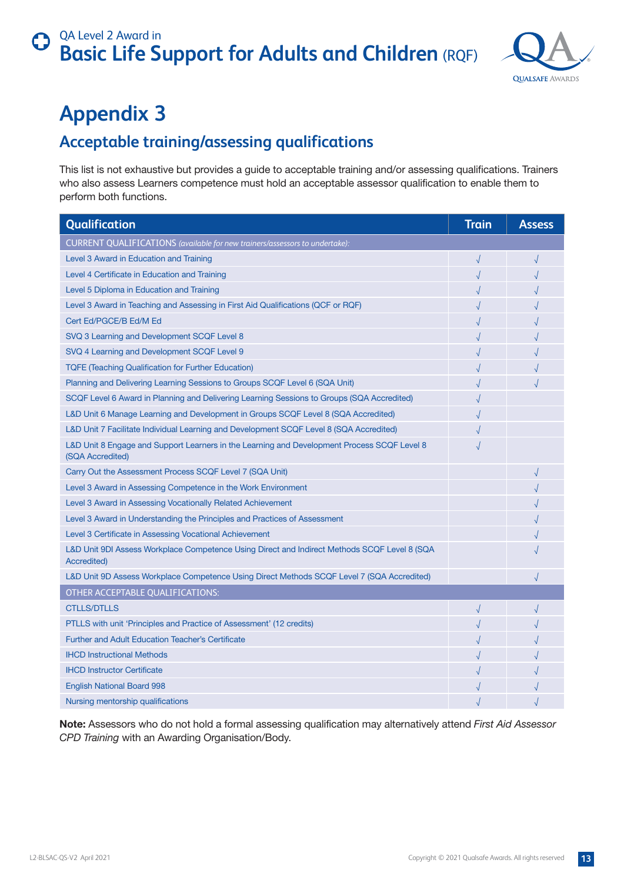# Appendix 3

## Acceptable training/assessing qualifications

This list is not exhaustive but provides a guide to acceptable training and/or assessing qualifications. Trainers who also assess Learners competence must hold an acceptable assessor qualification to enable them to perform both functions.

| Qualification | Train | Assess |
|---|---|---|
| CURRENT QUALIFICATIONS *(available for new trainers/assessors to undertake)*: | | |
| Level 3 Award in Education and Training | √ | √ |
| Level 4 Certificate in Education and Training | √ | √ |
| Level 5 Diploma in Education and Training | √ | √ |
| Level 3 Award in Teaching and Assessing in First Aid Qualifications (QCF or RQF) | √ | √ |
| Cert Ed/PGCE/B Ed/M Ed | √ | √ |
| SVQ 3 Learning and Development SCQF Level 8 | √ | √ |
| SVQ 4 Learning and Development SCQF Level 9 | √ | √ |
| TQFE (Teaching Qualification for Further Education) | √ | √ |
| Planning and Delivering Learning Sessions to Groups SCQF Level 6 (SQA Unit) | √ | √ |
| SCQF Level 6 Award in Planning and Delivering Learning Sessions to Groups (SQA Accredited) | √ | |
| L&D Unit 6 Manage Learning and Development in Groups SCQF Level 8 (SQA Accredited) | √ | |
| L&D Unit 7 Facilitate Individual Learning and Development SCQF Level 8 (SQA Accredited) | √ | |
| L&D Unit 8 Engage and Support Learners in the Learning and Development Process SCQF Level 8 (SQA Accredited) | √ | |
| Carry Out the Assessment Process SCQF Level 7 (SQA Unit) | | √ |
| Level 3 Award in Assessing Competence in the Work Environment | | √ |
| Level 3 Award in Assessing Vocationally Related Achievement | | √ |
| Level 3 Award in Understanding the Principles and Practices of Assessment | | √ |
| Level 3 Certificate in Assessing Vocational Achievement | | √ |
| L&D Unit 9DI Assess Workplace Competence Using Direct and Indirect Methods SCQF Level 8 (SQA Accredited) | | √ |
| L&D Unit 9D Assess Workplace Competence Using Direct Methods SCQF Level 7 (SQA Accredited) | | √ |
| OTHER ACCEPTABLE QUALIFICATIONS: | | |
| CTLLS/DTLLS | √ | √ |
| PTLLS with unit 'Principles and Practice of Assessment' (12 credits) | √ | √ |
| Further and Adult Education Teacher's Certificate | √ | √ |
| IHCD Instructional Methods | √ | √ |
| IHCD Instructor Certificate | √ | √ |
| English National Board 998 | √ | √ |
| Nursing mentorship qualifications | √ | √ |

**Note:** Assessors who do not hold a formal assessing qualification may alternatively attend *First Aid Assessor CPD Training* with an Awarding Organisation/Body.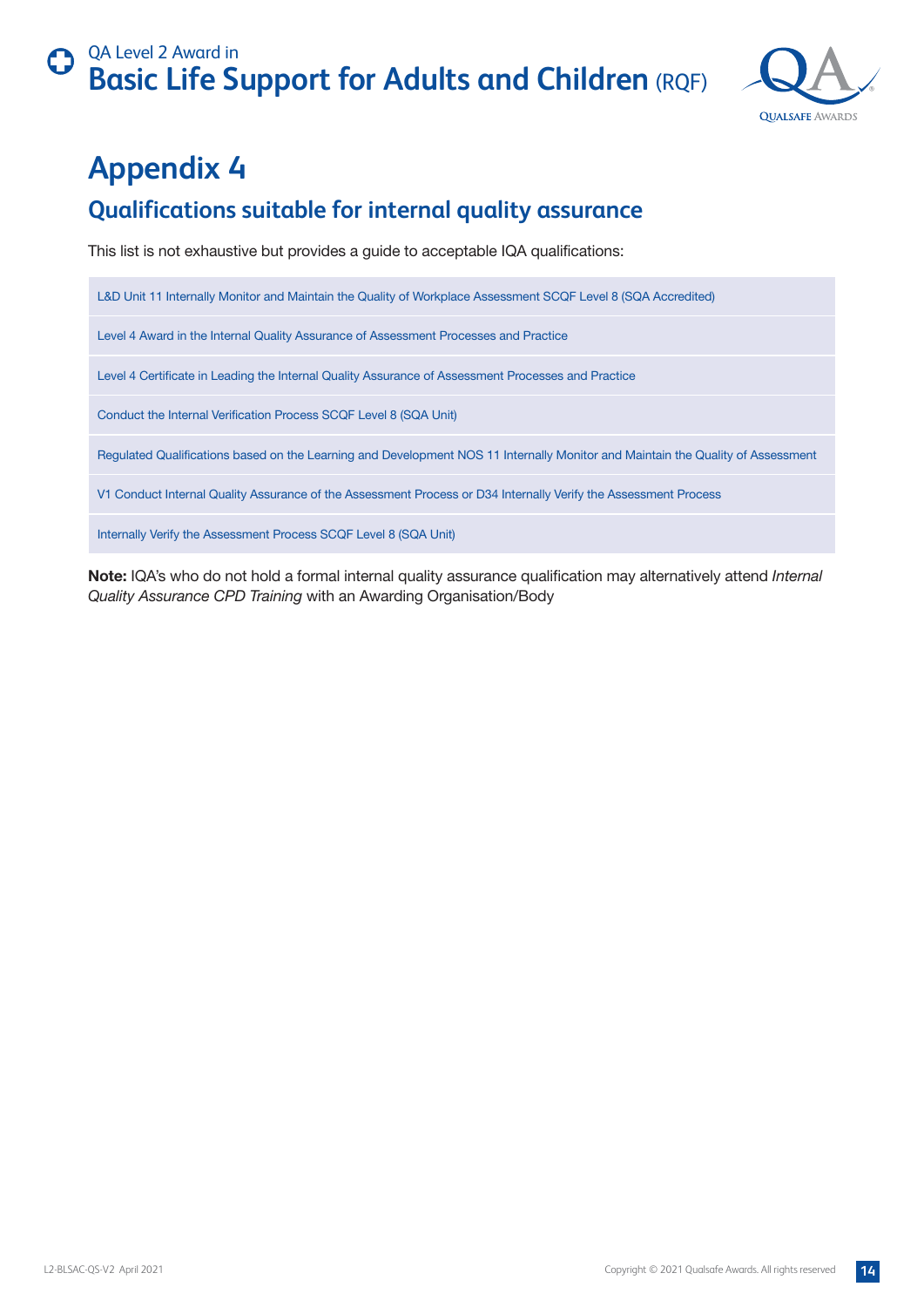# Appendix 4

## Qualifications suitable for internal quality assurance

This list is not exhaustive but provides a guide to acceptable IQA qualifications:

| |
|---|
| L&D Unit 11 Internally Monitor and Maintain the Quality of Workplace Assessment SCQF Level 8 (SQA Accredited) |
| Level 4 Award in the Internal Quality Assurance of Assessment Processes and Practice |
| Level 4 Certificate in Leading the Internal Quality Assurance of Assessment Processes and Practice |
| Conduct the Internal Verification Process SCQF Level 8 (SQA Unit) |
| Regulated Qualifications based on the Learning and Development NOS 11 Internally Monitor and Maintain the Quality of Assessment |
| V1 Conduct Internal Quality Assurance of the Assessment Process or D34 Internally Verify the Assessment Process |
| Internally Verify the Assessment Process SCQF Level 8 (SQA Unit) |

**Note:** IQA's who do not hold a formal internal quality assurance qualification may alternatively attend *Internal Quality Assurance CPD Training* with an Awarding Organisation/Body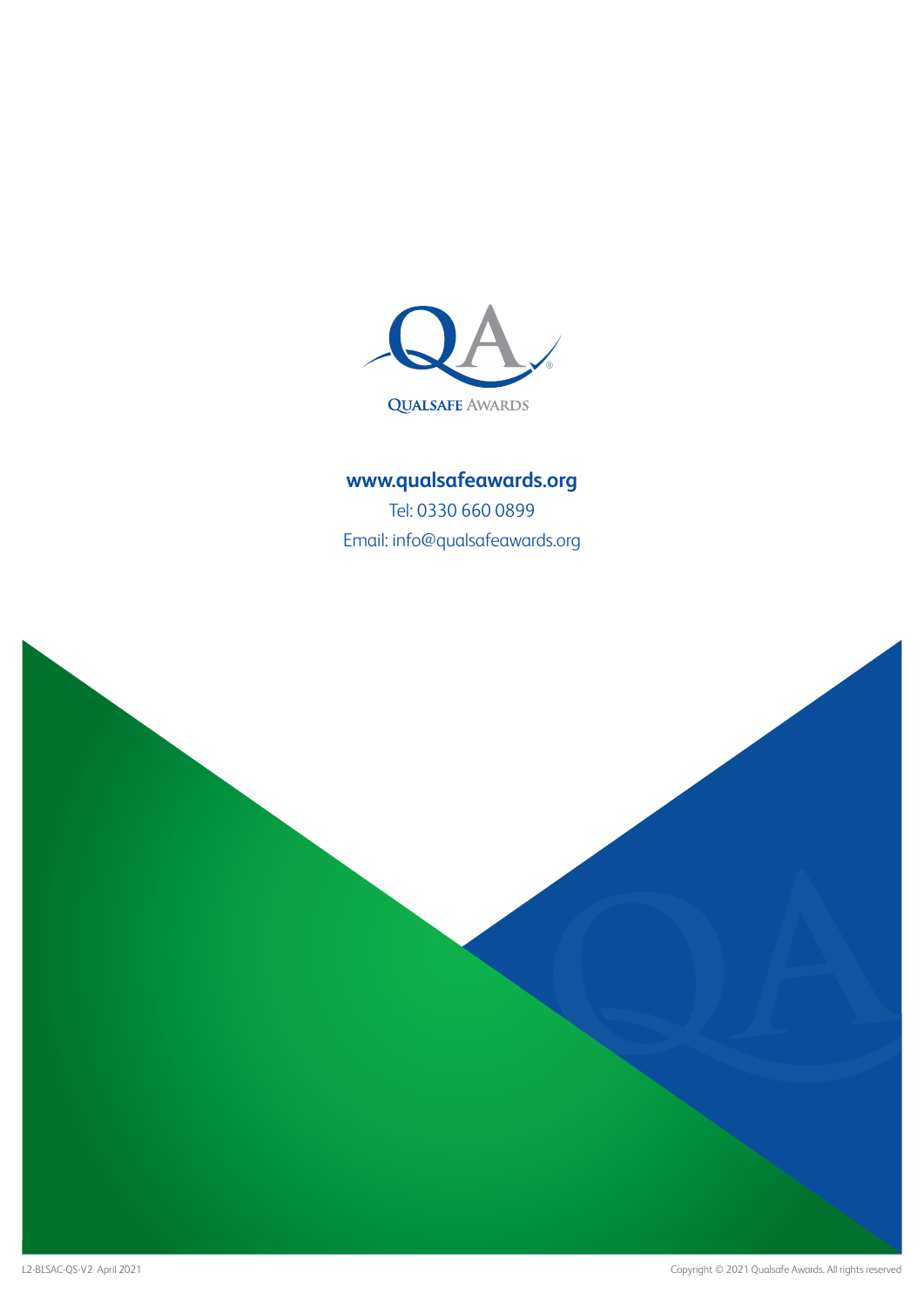QUALSAFE AWARDS

**www.qualsafeawards.org**

Tel: 0330 660 0899

Email: info@qualsafeawards.org

L2-BLSAC-QS-V2 April 2021

Copyright © 2021 Qualsafe Awards. All rights reserved